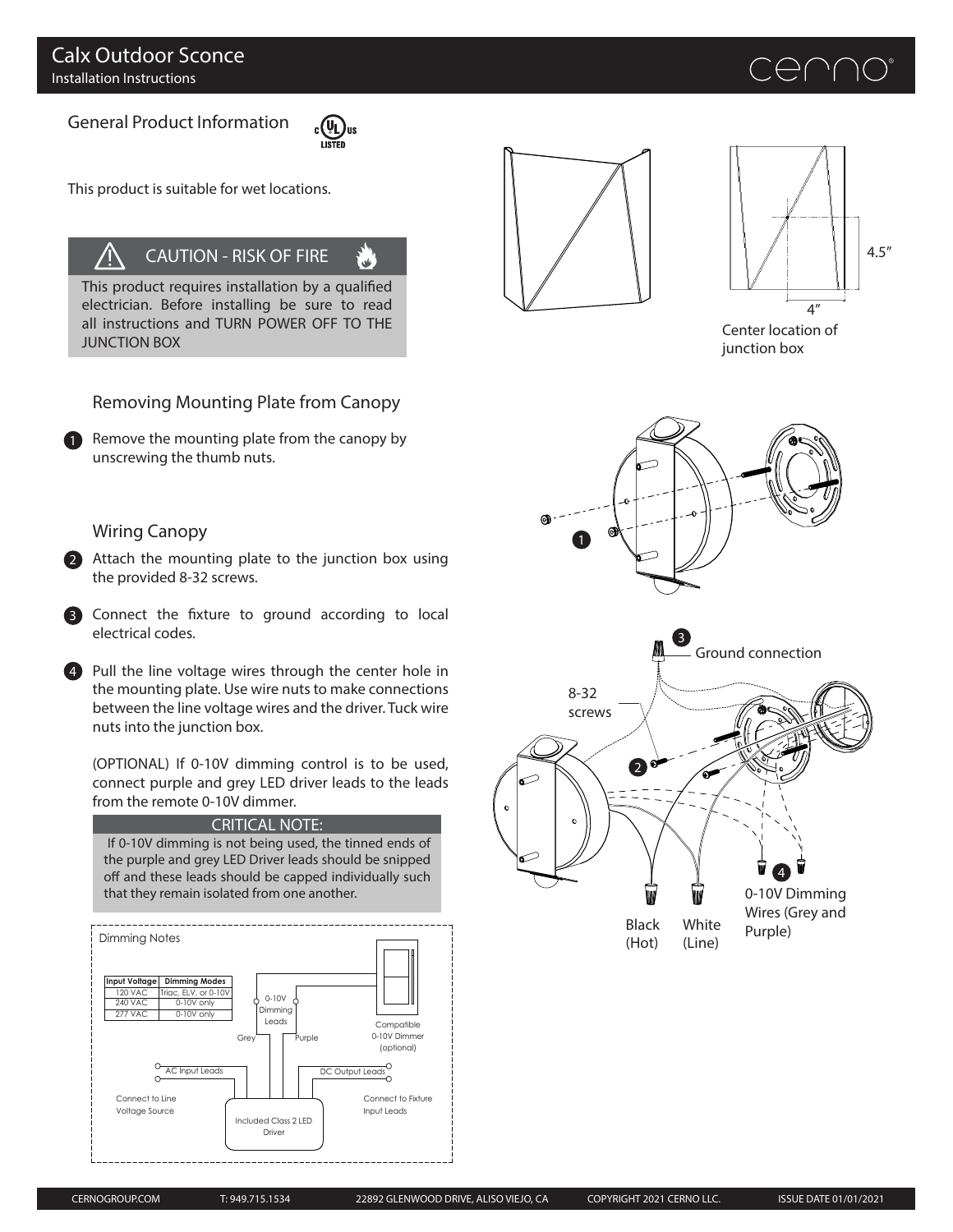# Calx Outdoor Sconce

Installation Instructions

## General Product Information

This product is suitable for wet locations.

### CAUTION - RISK OF FIRE

This product requires installation by a qualified electrician. Before installing be sure to read all instructions and TURN POWER OFF TO THE JUNCTION BOX

4.5"

4"

Center location of junction box

## Removing Mounting Plate from Canopy

1. Remove the mounting plate from the canopy by unscrewing the thumb nuts.

## Wiring Canopy

2. Attach the mounting plate to the junction box using the provided 8-32 screws.

3. Connect the fixture to ground according to local electrical codes.

4. Pull the line voltage wires through the center hole in the mounting plate. Use wire nuts to make connections between the line voltage wires and the driver. Tuck wire nuts into the junction box.

   (OPTIONAL) If 0-10V dimming control is to be used, connect purple and grey LED driver leads to the leads from the remote 0-10V dimmer.

**CRITICAL NOTE:**

If 0-10V dimming is not being used, the tinned ends of the purple and grey LED Driver leads should be snipped off and these leads should be capped individually such that they remain isolated from one another.

Ground connection

8-32 screws

Black (Hot)

White (Line)

0-10V Dimming Wires (Grey and Purple)

### Dimming Notes

| Input Voltage | Dimming Modes |
|---|---|
| 120 VAC | Triac, ELV, or 0-10V |
| 240 VAC | 0-10V only |
| 277 VAC | 0-10V only |

0-10V Dimming Leads

Grey

Purple

Compatible 0-10V Dimmer (optional)

AC Input Leads

DC Output Leads

Connect to Line Voltage Source

Connect to Fixture Input Leads

Included Class 2 LED Driver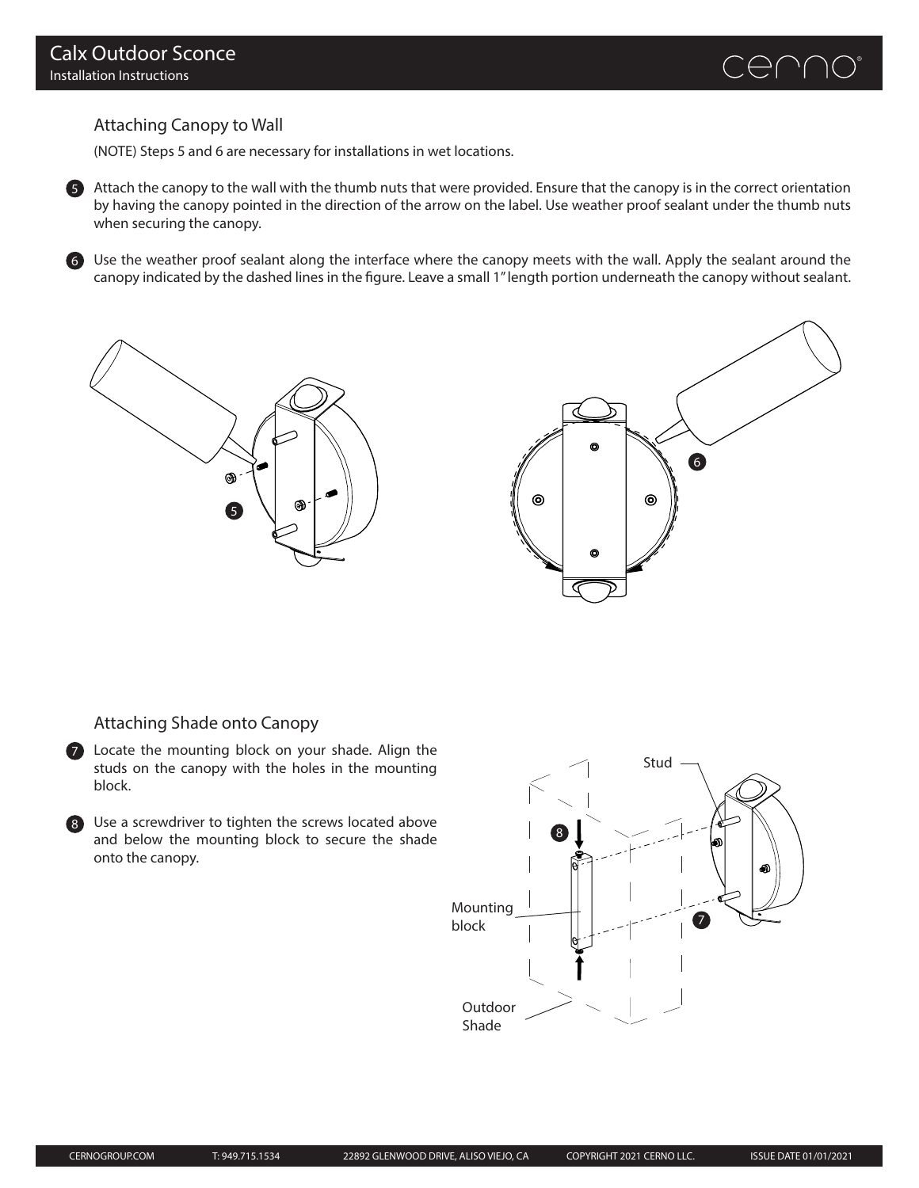## Attaching Canopy to Wall

(NOTE) Steps 5 and 6 are necessary for installations in wet locations.

5. Attach the canopy to the wall with the thumb nuts that were provided. Ensure that the canopy is in the correct orientation by having the canopy pointed in the direction of the arrow on the label. Use weather proof sealant under the thumb nuts when securing the canopy.

6. Use the weather proof sealant along the interface where the canopy meets with the wall. Apply the sealant around the canopy indicated by the dashed lines in the figure. Leave a small 1" length portion underneath the canopy without sealant.

5

6

## Attaching Shade onto Canopy

7. Locate the mounting block on your shade. Align the studs on the canopy with the holes in the mounting block.

8. Use a screwdriver to tighten the screws located above and below the mounting block to secure the shade onto the canopy.

Stud

8

Mounting block

7

Outdoor Shade